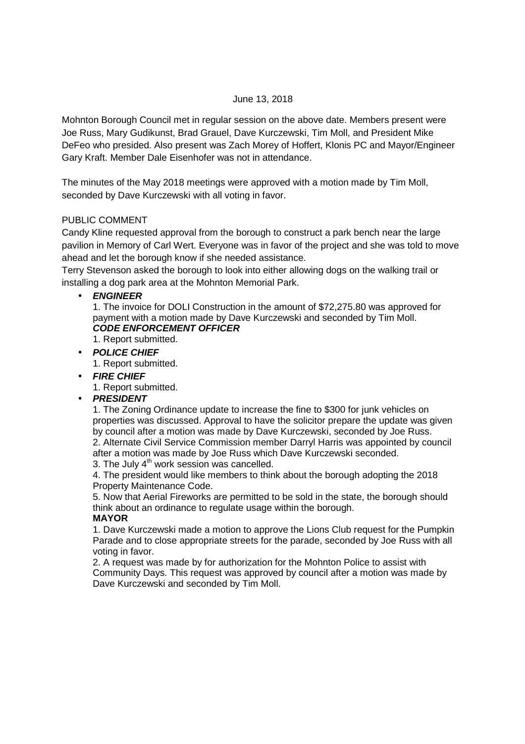June 13, 2018

Mohnton Borough Council met in regular session on the above date. Members present were Joe Russ, Mary Gudikunst, Brad Grauel, Dave Kurczewski, Tim Moll, and President Mike DeFeo who presided. Also present was Zach Morey of Hoffert, Klonis PC and Mayor/Engineer Gary Kraft. Member Dale Eisenhofer was not in attendance.

The minutes of the May 2018 meetings were approved with a motion made by Tim Moll, seconded by Dave Kurczewski with all voting in favor.

PUBLIC COMMENT

Candy Kline requested approval from the borough to construct a park bench near the large pavilion in Memory of Carl Wert. Everyone was in favor of the project and she was told to move ahead and let the borough know if she needed assistance.

Terry Stevenson asked the borough to look into either allowing dogs on the walking trail or installing a dog park area at the Mohnton Memorial Park.

- ***ENGINEER***

  1. The invoice for DOLI Construction in the amount of $72,275.80 was approved for payment with a motion made by Dave Kurczewski and seconded by Tim Moll.

  ***CODE ENFORCEMENT OFFICER***

  1. Report submitted.
- ***POLICE CHIEF***

  1. Report submitted.
- ***FIRE CHIEF***

  1. Report submitted.
- ***PRESIDENT***

  1. The Zoning Ordinance update to increase the fine to $300 for junk vehicles on properties was discussed. Approval to have the solicitor prepare the update was given by council after a motion was made by Dave Kurczewski, seconded by Joe Russ.
  2. Alternate Civil Service Commission member Darryl Harris was appointed by council after a motion was made by Joe Russ which Dave Kurczewski seconded.
  3. The July 4th work session was cancelled.
  4. The president would like members to think about the borough adopting the 2018 Property Maintenance Code.
  5. Now that Aerial Fireworks are permitted to be sold in the state, the borough should think about an ordinance to regulate usage within the borough.

  **MAYOR**

  1. Dave Kurczewski made a motion to approve the Lions Club request for the Pumpkin Parade and to close appropriate streets for the parade, seconded by Joe Russ with all voting in favor.
  2. A request was made by for authorization for the Mohnton Police to assist with Community Days. This request was approved by council after a motion was made by Dave Kurczewski and seconded by Tim Moll.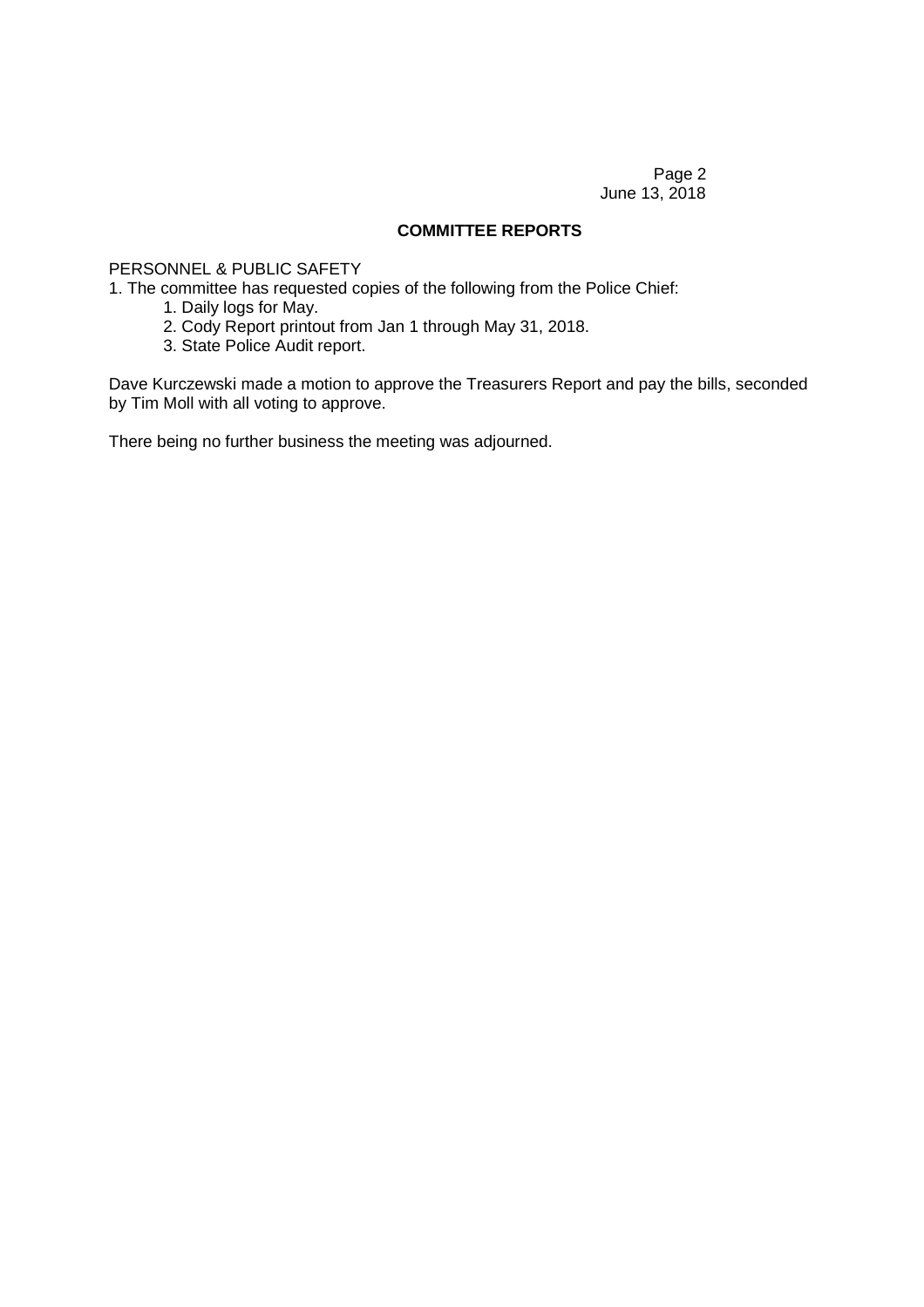## COMMITTEE REPORTS

PERSONNEL & PUBLIC SAFETY

1. The committee has requested copies of the following from the Police Chief:
    1. Daily logs for May.
    2. Cody Report printout from Jan 1 through May 31, 2018.
    3. State Police Audit report.

Dave Kurczewski made a motion to approve the Treasurers Report and pay the bills, seconded by Tim Moll with all voting to approve.

There being no further business the meeting was adjourned.